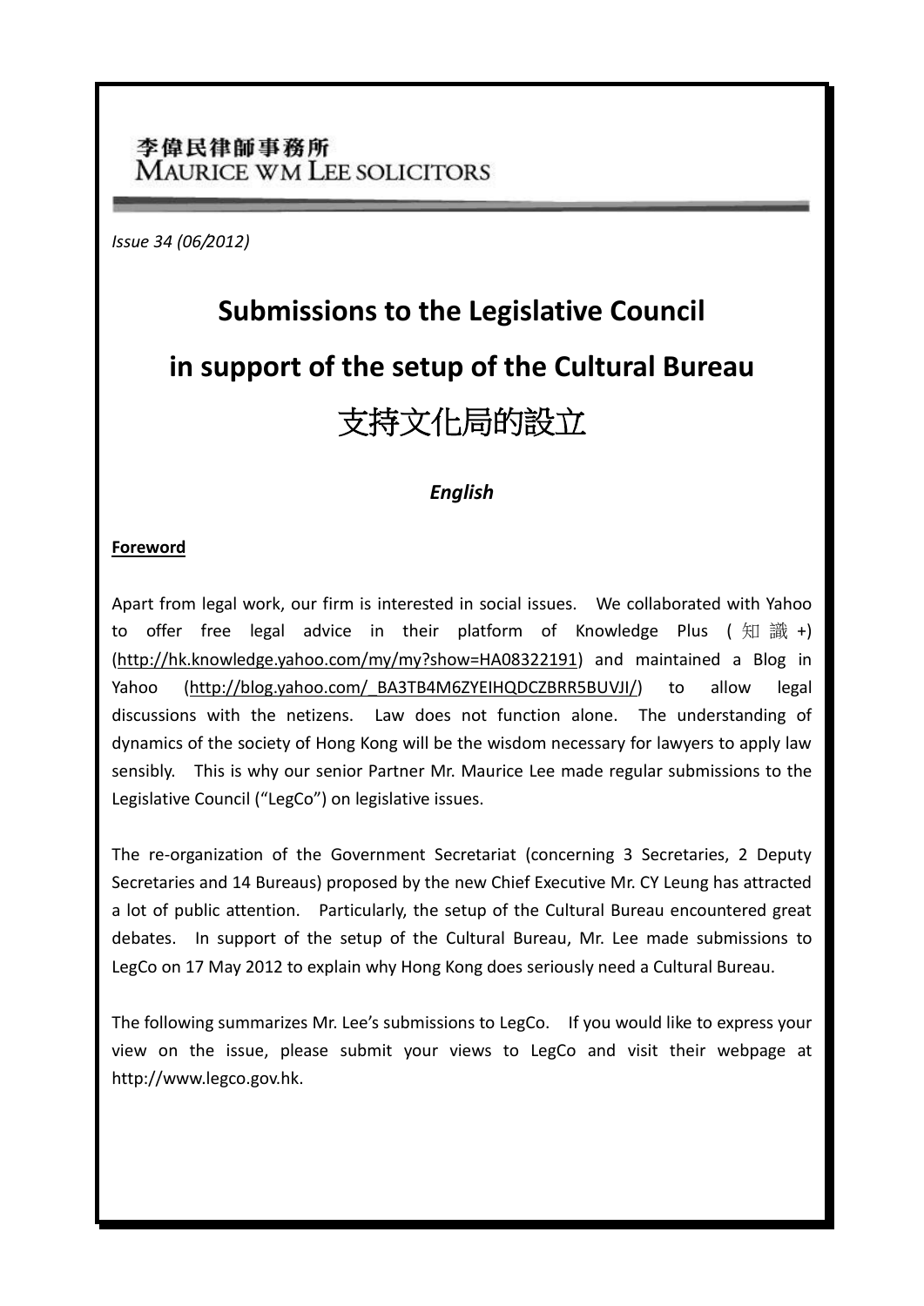李偉民律師事務所
MAURICE WM LEE SOLICITORS

*Issue 34 (06/2012)*

# Submissions to the Legislative Council in support of the setup of the Cultural Bureau

# 支持文化局的設立

***English***

**Foreword**

Apart from legal work, our firm is interested in social issues. We collaborated with Yahoo to offer free legal advice in their platform of Knowledge Plus (知識+) (http://hk.knowledge.yahoo.com/my/my?show=HA08322191) and maintained a Blog in Yahoo (http://blog.yahoo.com/_BA3TB4M6ZYEIHQDCZBRR5BUVJI/) to allow legal discussions with the netizens. Law does not function alone. The understanding of dynamics of the society of Hong Kong will be the wisdom necessary for lawyers to apply law sensibly. This is why our senior Partner Mr. Maurice Lee made regular submissions to the Legislative Council ("LegCo") on legislative issues.

The re-organization of the Government Secretariat (concerning 3 Secretaries, 2 Deputy Secretaries and 14 Bureaus) proposed by the new Chief Executive Mr. CY Leung has attracted a lot of public attention. Particularly, the setup of the Cultural Bureau encountered great debates. In support of the setup of the Cultural Bureau, Mr. Lee made submissions to LegCo on 17 May 2012 to explain why Hong Kong does seriously need a Cultural Bureau.

The following summarizes Mr. Lee's submissions to LegCo. If you would like to express your view on the issue, please submit your views to LegCo and visit their webpage at http://www.legco.gov.hk.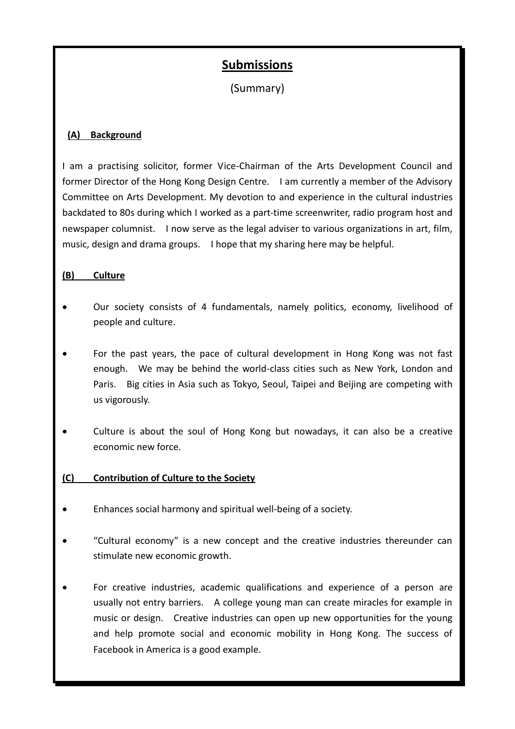# Submissions

(Summary)

## (A) Background

I am a practising solicitor, former Vice-Chairman of the Arts Development Council and former Director of the Hong Kong Design Centre. I am currently a member of the Advisory Committee on Arts Development. My devotion to and experience in the cultural industries backdated to 80s during which I worked as a part-time screenwriter, radio program host and newspaper columnist. I now serve as the legal adviser to various organizations in art, film, music, design and drama groups. I hope that my sharing here may be helpful.

## (B) Culture

- Our society consists of 4 fundamentals, namely politics, economy, livelihood of people and culture.
- For the past years, the pace of cultural development in Hong Kong was not fast enough. We may be behind the world-class cities such as New York, London and Paris. Big cities in Asia such as Tokyo, Seoul, Taipei and Beijing are competing with us vigorously.
- Culture is about the soul of Hong Kong but nowadays, it can also be a creative economic new force.

## (C) Contribution of Culture to the Society

- Enhances social harmony and spiritual well-being of a society.
- "Cultural economy" is a new concept and the creative industries thereunder can stimulate new economic growth.
- For creative industries, academic qualifications and experience of a person are usually not entry barriers. A college young man can create miracles for example in music or design. Creative industries can open up new opportunities for the young and help promote social and economic mobility in Hong Kong. The success of Facebook in America is a good example.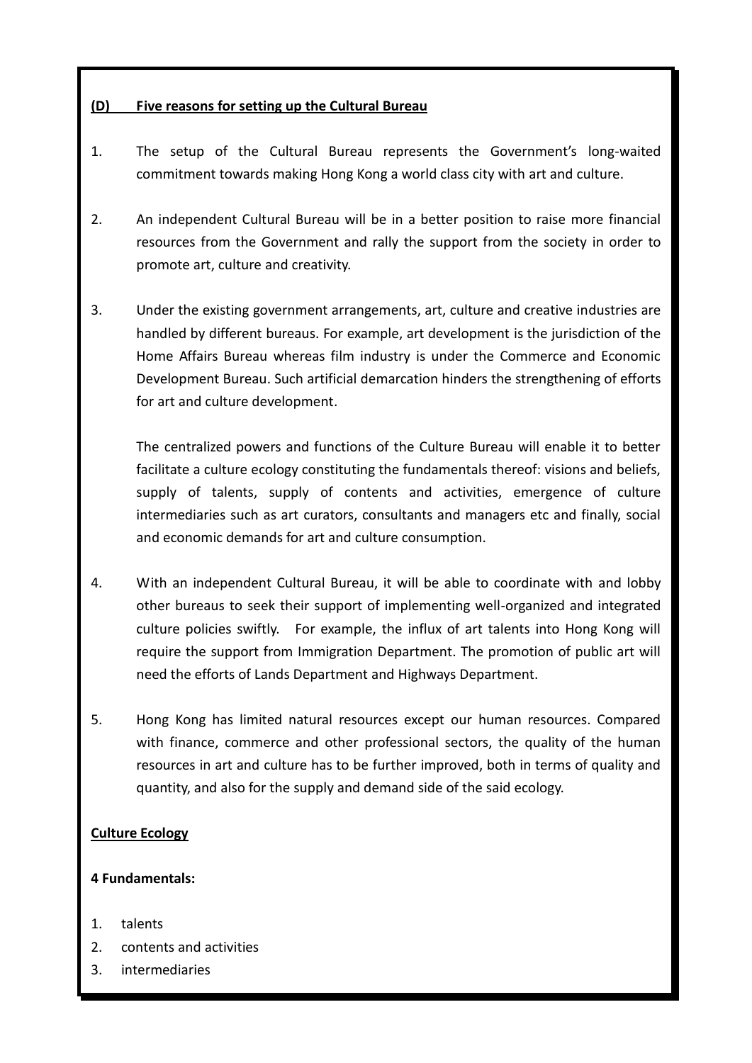**(D) Five reasons for setting up the Cultural Bureau**

1. The setup of the Cultural Bureau represents the Government's long-waited commitment towards making Hong Kong a world class city with art and culture.

2. An independent Cultural Bureau will be in a better position to raise more financial resources from the Government and rally the support from the society in order to promote art, culture and creativity.

3. Under the existing government arrangements, art, culture and creative industries are handled by different bureaus. For example, art development is the jurisdiction of the Home Affairs Bureau whereas film industry is under the Commerce and Economic Development Bureau. Such artificial demarcation hinders the strengthening of efforts for art and culture development.

   The centralized powers and functions of the Culture Bureau will enable it to better facilitate a culture ecology constituting the fundamentals thereof: visions and beliefs, supply of talents, supply of contents and activities, emergence of culture intermediaries such as art curators, consultants and managers etc and finally, social and economic demands for art and culture consumption.

4. With an independent Cultural Bureau, it will be able to coordinate with and lobby other bureaus to seek their support of implementing well-organized and integrated culture policies swiftly. For example, the influx of art talents into Hong Kong will require the support from Immigration Department. The promotion of public art will need the efforts of Lands Department and Highways Department.

5. Hong Kong has limited natural resources except our human resources. Compared with finance, commerce and other professional sectors, the quality of the human resources in art and culture has to be further improved, both in terms of quality and quantity, and also for the supply and demand side of the said ecology.

**Culture Ecology**

**4 Fundamentals:**

1. talents
2. contents and activities
3. intermediaries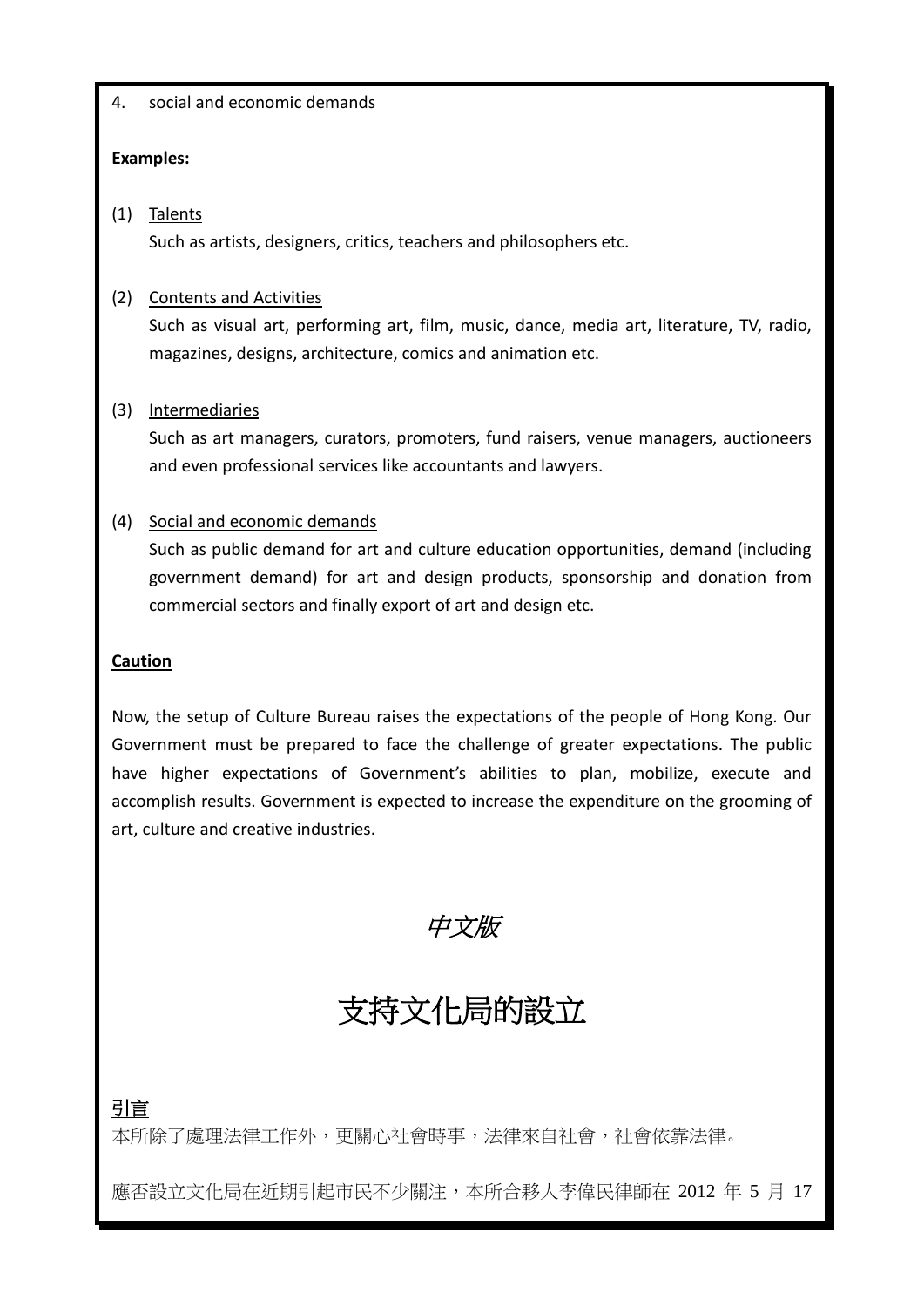4. social and economic demands

**Examples:**

(1) <u>Talents</u>

Such as artists, designers, critics, teachers and philosophers etc.

(2) <u>Contents and Activities</u>

Such as visual art, performing art, film, music, dance, media art, literature, TV, radio, magazines, designs, architecture, comics and animation etc.

(3) <u>Intermediaries</u>

Such as art managers, curators, promoters, fund raisers, venue managers, auctioneers and even professional services like accountants and lawyers.

(4) <u>Social and economic demands</u>

Such as public demand for art and culture education opportunities, demand (including government demand) for art and design products, sponsorship and donation from commercial sectors and finally export of art and design etc.

**<u>Caution</u>**

Now, the setup of Culture Bureau raises the expectations of the people of Hong Kong. Our Government must be prepared to face the challenge of greater expectations. The public have higher expectations of Government's abilities to plan, mobilize, execute and accomplish results. Government is expected to increase the expenditure on the grooming of art, culture and creative industries.

*中文版*

# 支持文化局的設立

## <u>引言</u>

本所除了處理法律工作外，更關心社會時事，法律來自社會，社會依靠法律。

應否設立文化局在近期引起市民不少關注，本所合夥人李偉民律師在 2012 年 5 月 17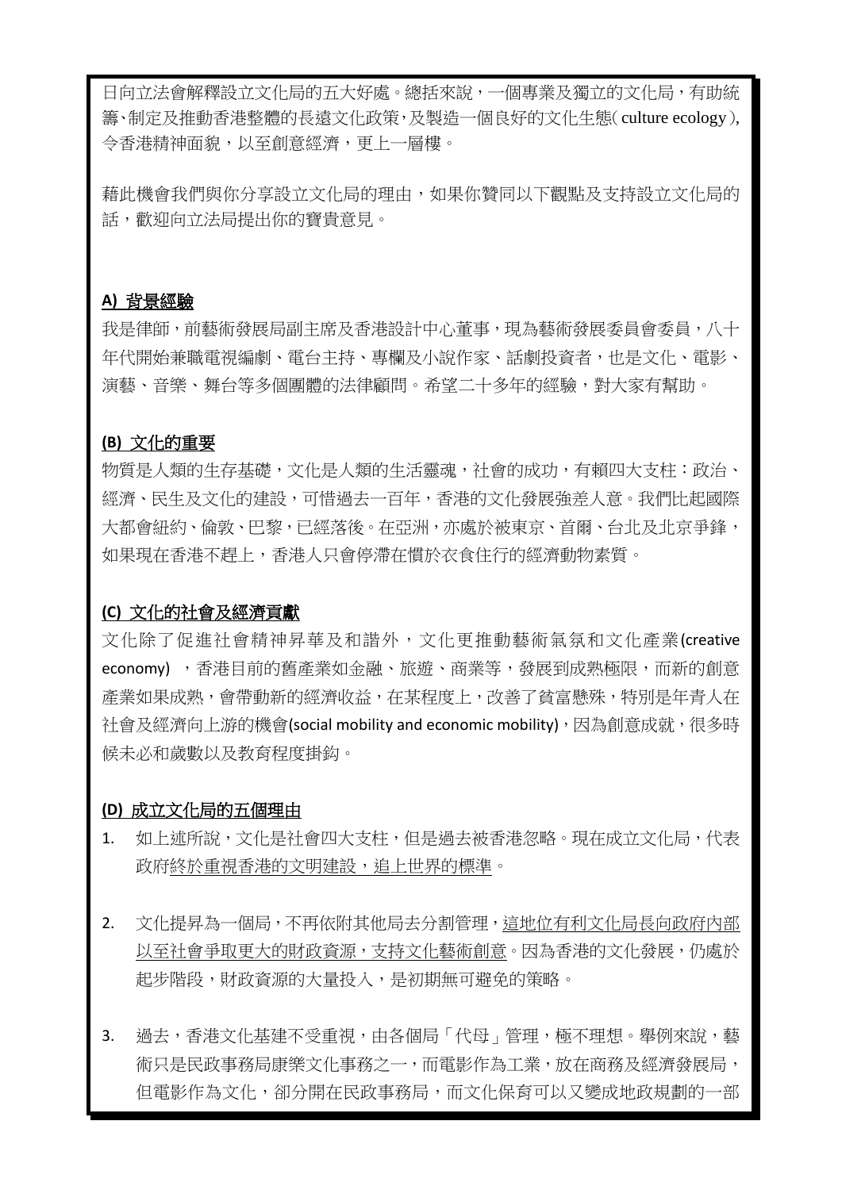日向立法會解釋設立文化局的五大好處。總括來說，一個專業及獨立的文化局，有助統籌、制定及推動香港整體的長遠文化政策，及製造一個良好的文化生態( culture ecology ), 令香港精神面貌，以至創意經濟，更上一層樓。

藉此機會我們與你分享設立文化局的理由，如果你贊同以下觀點及支持設立文化局的話，歡迎向立法局提出你的寶貴意見。

**A) 背景經驗**

我是律師，前藝術發展局副主席及香港設計中心董事，現為藝術發展委員會委員，八十年代開始兼職電視編劇、電台主持、專欄及小說作家、話劇投資者，也是文化、電影、演藝、音樂、舞台等多個團體的法律顧問。希望二十多年的經驗，對大家有幫助。

**(B) 文化的重要**

物質是人類的生存基礎，文化是人類的生活靈魂，社會的成功，有賴四大支柱：政治、經濟、民生及文化的建設，可惜過去一百年，香港的文化發展強差人意。我們比起國際大都會紐約、倫敦、巴黎，已經落後。在亞洲，亦處於被東京、首爾、台北及北京爭鋒，如果現在香港不趕上，香港人只會停滯在慣於衣食住行的經濟動物素質。

**(C) 文化的社會及經濟貢獻**

文化除了促進社會精神昇華及和諧外，文化更推動藝術氣氛和文化產業(creative economy)，香港目前的舊產業如金融、旅遊、商業等，發展到成熟極限，而新的創意產業如果成熟，會帶動新的經濟收益，在某程度上，改善了貧富懸殊，特別是年青人在社會及經濟向上游的機會(social mobility and economic mobility)，因為創意成就，很多時候未必和歲數以及教育程度掛鈎。

**(D) 成立文化局的五個理由**

1. 如上述所說，文化是社會四大支柱，但是過去被香港忽略。現在成立文化局，代表政府終於重視香港的文明建設，追上世界的標準。

2. 文化提昇為一個局，不再依附其他局去分割管理，這地位有利文化局長向政府內部以至社會爭取更大的財政資源，支持文化藝術創意。因為香港的文化發展，仍處於起步階段，財政資源的大量投入，是初期無可避免的策略。

3. 過去，香港文化基建不受重視，由各個局「代母」管理，極不理想。舉例來說，藝術只是民政事務局康樂文化事務之一，而電影作為工業，放在商務及經濟發展局，但電影作為文化，卻分開在民政事務局，而文化保育可以又變成地政規劃的一部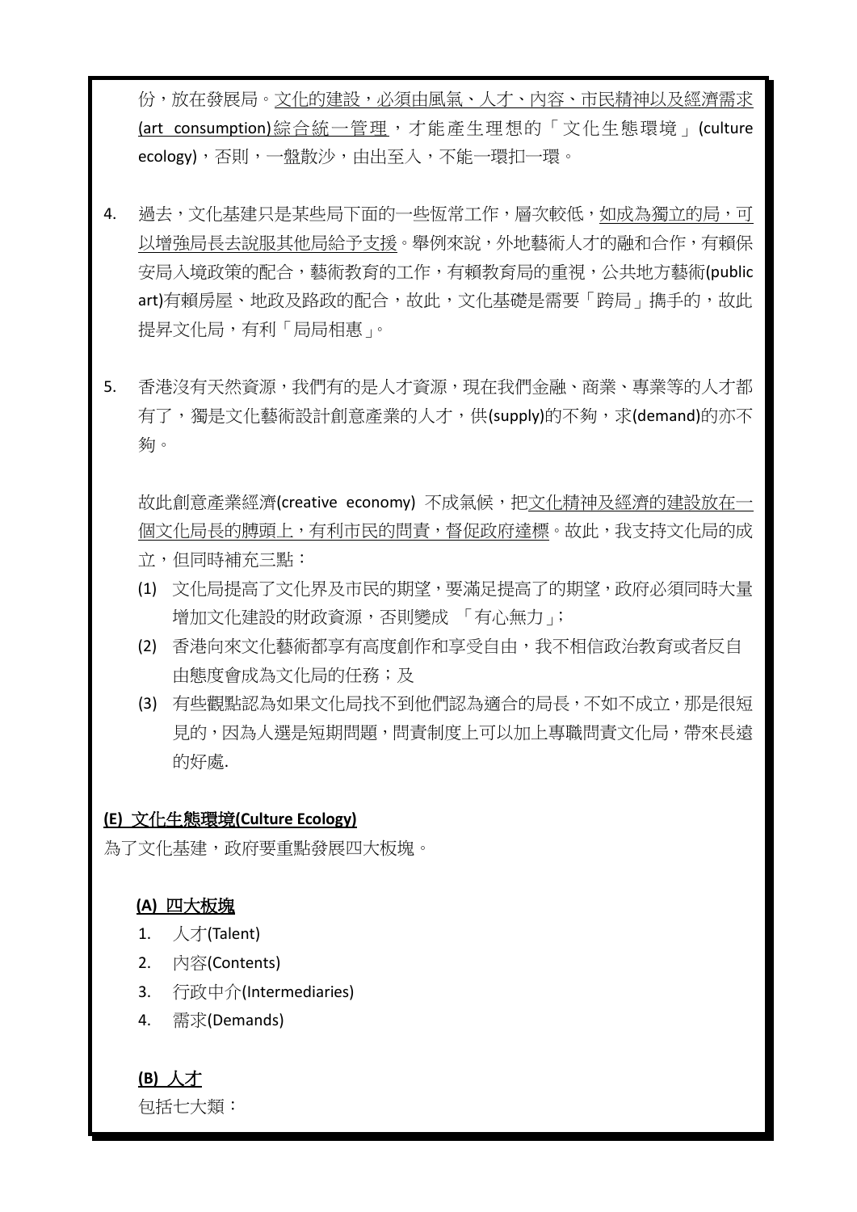份，放在發展局。文化的建設，必須由風氣、人才、內容、市民精神以及經濟需求(art consumption)綜合統一管理，才能產生理想的「文化生態環境」(culture ecology)，否則，一盤散沙，由出至入，不能一環扣一環。

4. 過去，文化基建只是某些局下面的一些恆常工作，層次較低，如成為獨立的局，可以增強局長去說服其他局給予支援。舉例來說，外地藝術人才的融和合作，有賴保安局入境政策的配合，藝術教育的工作，有賴教育局的重視，公共地方藝術(public art)有賴房屋、地政及路政的配合，故此，文化基礎是需要「跨局」攜手的，故此提昇文化局，有利「局局相惠」。

5. 香港沒有天然資源，我們有的是人才資源，現在我們金融、商業、專業等的人才都有了，獨是文化藝術設計創意產業的人才，供(supply)的不夠，求(demand)的亦不夠。

   故此創意產業經濟(creative economy) 不成氣候，把文化精神及經濟的建設放在一個文化局長的膊頭上，有利市民的問責，督促政府達標。故此，我支持文化局的成立，但同時補充三點：

   (1) 文化局提高了文化界及市民的期望，要滿足提高了的期望，政府必須同時大量增加文化建設的財政資源，否則變成 「有心無力」；
   (2) 香港向來文化藝術都享有高度創作和享受自由，我不相信政治教育或者反自由態度會成為文化局的任務；及
   (3) 有些觀點認為如果文化局找不到他們認為適合的局長，不如不成立，那是很短見的，因為人選是短期問題，問責制度上可以加上專職問責文化局，帶來長遠的好處.

## (E) 文化生態環境(Culture Ecology)

為了文化基建，政府要重點發展四大板塊。

### (A) 四大板塊

1. 人才(Talent)
2. 內容(Contents)
3. 行政中介(Intermediaries)
4. 需求(Demands)

### (B) 人才

包括七大類：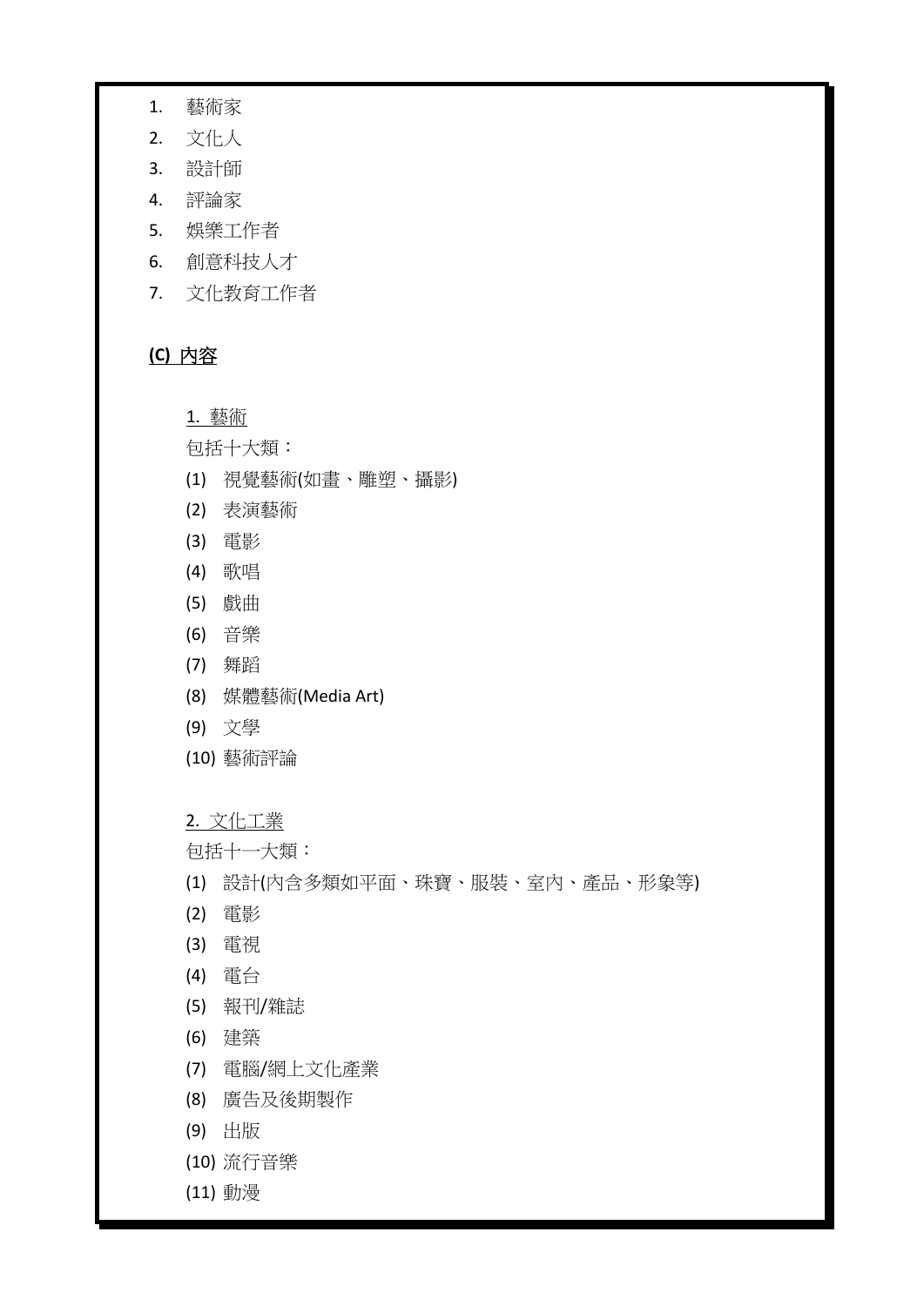1. 藝術家
2. 文化人
3. 設計師
4. 評論家
5. 娛樂工作者
6. 創意科技人才
7. 文化教育工作者

## (C) 內容

1. 藝術

包括十大類：

(1) 視覺藝術(如畫、雕塑、攝影)
(2) 表演藝術
(3) 電影
(4) 歌唱
(5) 戲曲
(6) 音樂
(7) 舞蹈
(8) 媒體藝術(Media Art)
(9) 文學
(10) 藝術評論

2. 文化工業

包括十一大類：

(1) 設計(內含多類如平面、珠寶、服裝、室內、產品、形象等)
(2) 電影
(3) 電視
(4) 電台
(5) 報刊/雜誌
(6) 建築
(7) 電腦/網上文化產業
(8) 廣告及後期製作
(9) 出版
(10) 流行音樂
(11) 動漫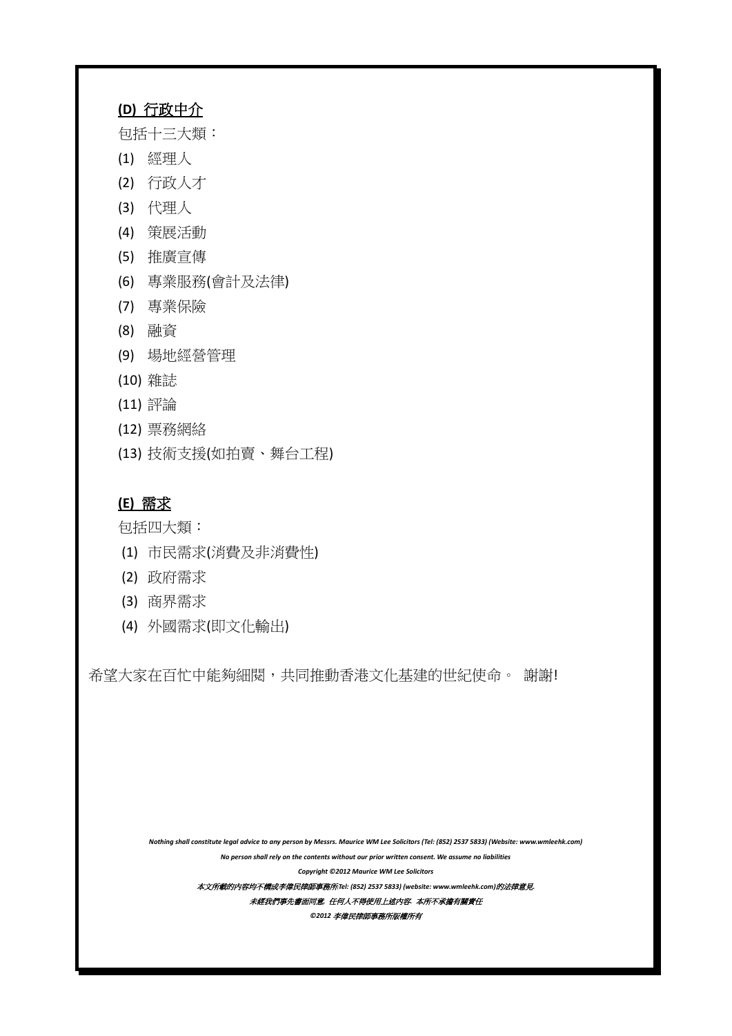**<u>(D) 行政中介</u>**

包括十三大類：

(1) 經理人

(2) 行政人才

(3) 代理人

(4) 策展活動

(5) 推廣宣傳

(6) 專業服務(會計及法律)

(7) 專業保險

(8) 融資

(9) 場地經營管理

(10) 雜誌

(11) 評論

(12) 票務網絡

(13) 技術支援(如拍賣、舞台工程)

**<u>(E) 需求</u>**

包括四大類：

(1) 市民需求(消費及非消費性)

(2) 政府需求

(3) 商界需求

(4) 外國需求(即文化輸出)

希望大家在百忙中能夠細閱，共同推動香港文化基建的世紀使命。 謝謝!

*Nothing shall constitute legal advice to any person by Messrs. Maurice WM Lee Solicitors (Tel: (852) 2537 5833) (Website: www.wmleehk.com)*

*No person shall rely on the contents without our prior written consent. We assume no liabilities*

*Copyright ©2012 Maurice WM Lee Solicitors*

*本文所載的內容均不構成李偉民律師事務所Tel: (852) 2537 5833) (website: www.wmleehk.com)的法律意見.*

*未經我們事先書面同意, 任何人不得使用上述內容. 本所不承擔有關責任*

*©2012 李偉民律師事務所版權所有*